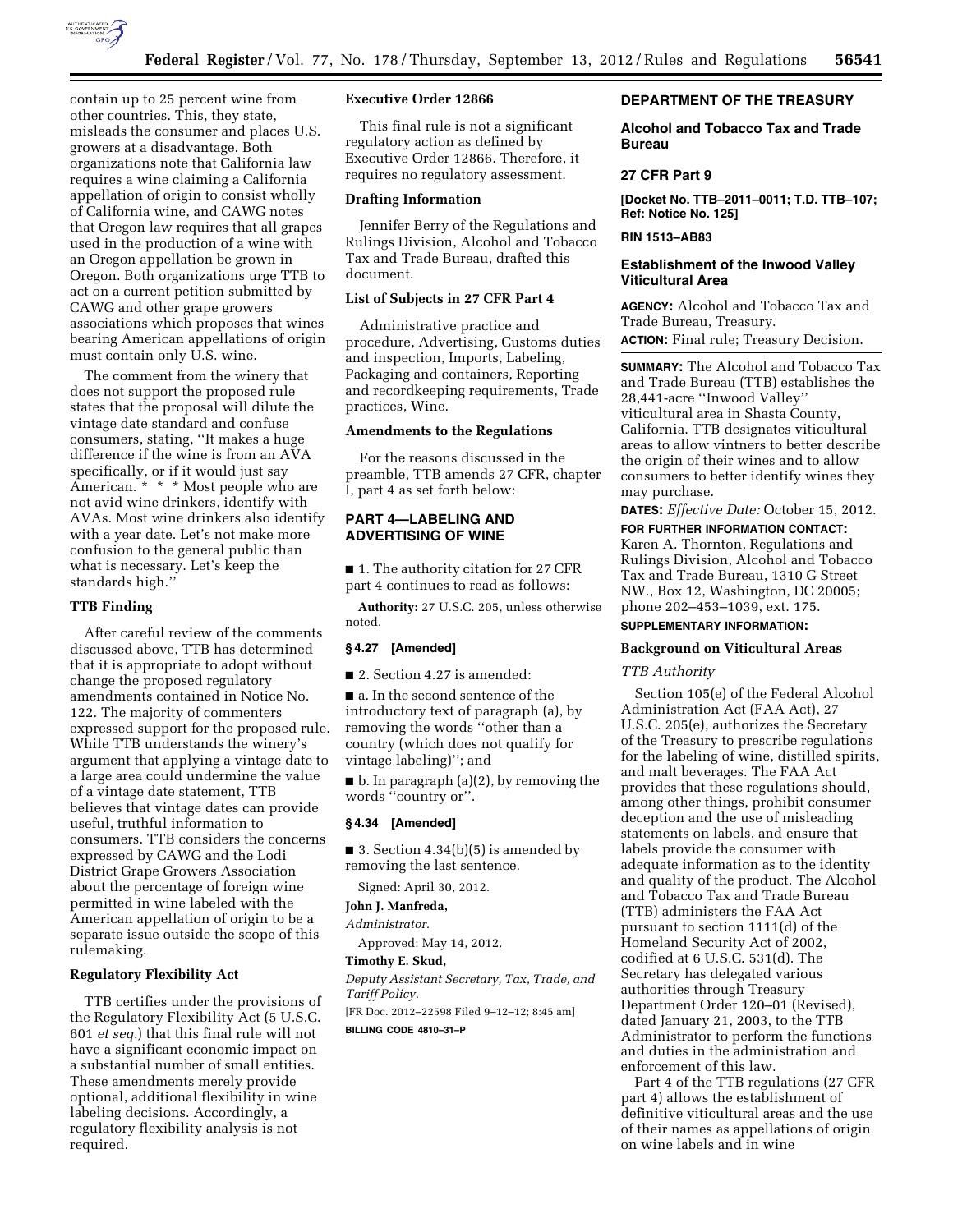contain up to 25 percent wine from other countries. This, they state, misleads the consumer and places U.S. growers at a disadvantage. Both organizations note that California law requires a wine claiming a California appellation of origin to consist wholly of California wine, and CAWG notes that Oregon law requires that all grapes used in the production of a wine with an Oregon appellation be grown in Oregon. Both organizations urge TTB to act on a current petition submitted by CAWG and other grape growers associations which proposes that wines bearing American appellations of origin must contain only U.S. wine.

The comment from the winery that does not support the proposed rule states that the proposal will dilute the vintage date standard and confuse consumers, stating, ''It makes a huge difference if the wine is from an AVA specifically, or if it would just say American. * * * Most people who are not avid wine drinkers, identify with AVAs. Most wine drinkers also identify with a year date. Let's not make more confusion to the general public than what is necessary. Let's keep the standards high.''

### TTB Finding

After careful review of the comments discussed above, TTB has determined that it is appropriate to adopt without change the proposed regulatory amendments contained in Notice No. 122. The majority of commenters expressed support for the proposed rule. While TTB understands the winery's argument that applying a vintage date to a large area could undermine the value of a vintage date statement, TTB believes that vintage dates can provide useful, truthful information to consumers. TTB considers the concerns expressed by CAWG and the Lodi District Grape Growers Association about the percentage of foreign wine permitted in wine labeled with the American appellation of origin to be a separate issue outside the scope of this rulemaking.

### Regulatory Flexibility Act

TTB certifies under the provisions of the Regulatory Flexibility Act (5 U.S.C. 601 *et seq.*) that this final rule will not have a significant economic impact on a substantial number of small entities. These amendments merely provide optional, additional flexibility in wine labeling decisions. Accordingly, a regulatory flexibility analysis is not required.

### Executive Order 12866

This final rule is not a significant regulatory action as defined by Executive Order 12866. Therefore, it requires no regulatory assessment.

### Drafting Information

Jennifer Berry of the Regulations and Rulings Division, Alcohol and Tobacco Tax and Trade Bureau, drafted this document.

### List of Subjects in 27 CFR Part 4

Administrative practice and procedure, Advertising, Customs duties and inspection, Imports, Labeling, Packaging and containers, Reporting and recordkeeping requirements, Trade practices, Wine.

### Amendments to the Regulations

For the reasons discussed in the preamble, TTB amends 27 CFR, chapter I, part 4 as set forth below:

## PART 4—LABELING AND ADVERTISING OF WINE

■ 1. The authority citation for 27 CFR part 4 continues to read as follows:

**Authority:** 27 U.S.C. 205, unless otherwise noted.

### § 4.27 [Amended]

■ 2. Section 4.27 is amended:

■ a. In the second sentence of the introductory text of paragraph (a), by removing the words ''other than a country (which does not qualify for vintage labeling)''; and

■ b. In paragraph (a)(2), by removing the words ''country or''.

### § 4.34 [Amended]

■ 3. Section 4.34(b)(5) is amended by removing the last sentence.

Signed: April 30, 2012.

**John J. Manfreda,**

*Administrator.*

Approved: May 14, 2012.

**Timothy E. Skud,**

*Deputy Assistant Secretary, Tax, Trade, and Tariff Policy.*

[FR Doc. 2012–22598 Filed 9–12–12; 8:45 am]

**BILLING CODE 4810–31–P**

## DEPARTMENT OF THE TREASURY

## Alcohol and Tobacco Tax and Trade Bureau

### 27 CFR Part 9

**[Docket No. TTB–2011–0011; T.D. TTB–107; Ref: Notice No. 125]**

**RIN 1513–AB83**

## Establishment of the Inwood Valley Viticultural Area

**AGENCY:** Alcohol and Tobacco Tax and Trade Bureau, Treasury.

**ACTION:** Final rule; Treasury Decision.

**SUMMARY:** The Alcohol and Tobacco Tax and Trade Bureau (TTB) establishes the 28,441-acre ''Inwood Valley'' viticultural area in Shasta County, California. TTB designates viticultural areas to allow vintners to better describe the origin of their wines and to allow consumers to better identify wines they may purchase.

**DATES:** *Effective Date:* October 15, 2012.

**FOR FURTHER INFORMATION CONTACT:** Karen A. Thornton, Regulations and Rulings Division, Alcohol and Tobacco Tax and Trade Bureau, 1310 G Street NW., Box 12, Washington, DC 20005; phone 202–453–1039, ext. 175.

**SUPPLEMENTARY INFORMATION:**

### Background on Viticultural Areas

*TTB Authority*

Section 105(e) of the Federal Alcohol Administration Act (FAA Act), 27 U.S.C. 205(e), authorizes the Secretary of the Treasury to prescribe regulations for the labeling of wine, distilled spirits, and malt beverages. The FAA Act provides that these regulations should, among other things, prohibit consumer deception and the use of misleading statements on labels, and ensure that labels provide the consumer with adequate information as to the identity and quality of the product. The Alcohol and Tobacco Tax and Trade Bureau (TTB) administers the FAA Act pursuant to section 1111(d) of the Homeland Security Act of 2002, codified at 6 U.S.C. 531(d). The Secretary has delegated various authorities through Treasury Department Order 120–01 (Revised), dated January 21, 2003, to the TTB Administrator to perform the functions and duties in the administration and enforcement of this law.

Part 4 of the TTB regulations (27 CFR part 4) allows the establishment of definitive viticultural areas and the use of their names as appellations of origin on wine labels and in wine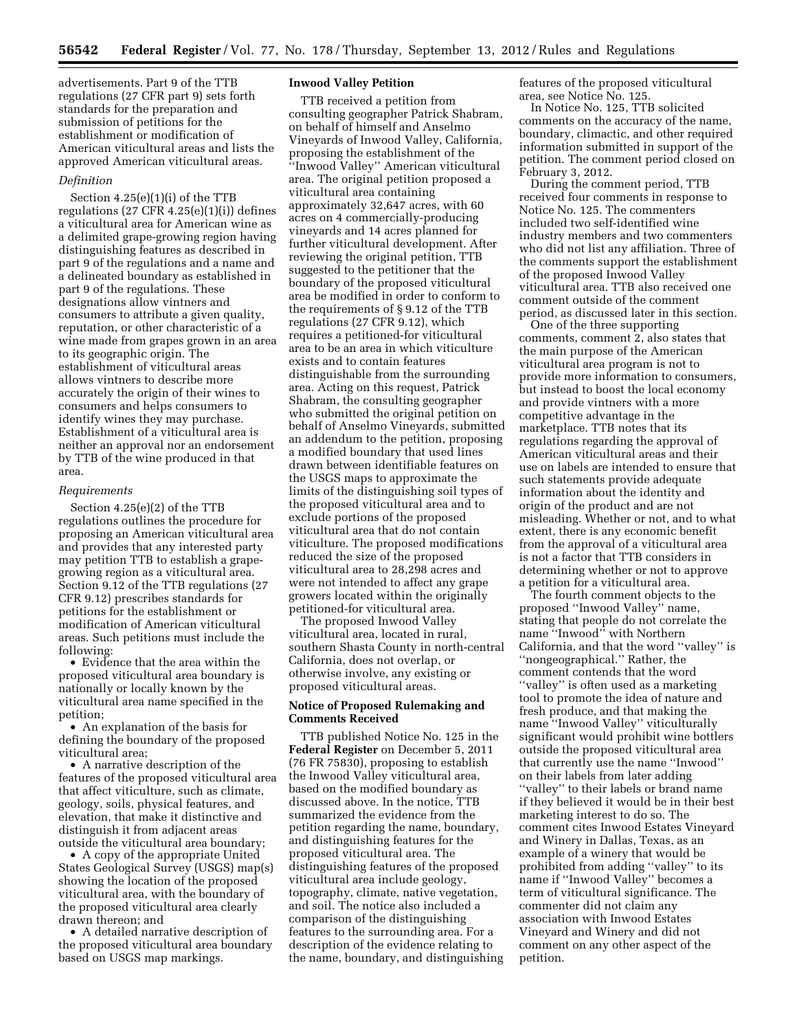advertisements. Part 9 of the TTB regulations (27 CFR part 9) sets forth standards for the preparation and submission of petitions for the establishment or modification of American viticultural areas and lists the approved American viticultural areas.

*Definition*

Section 4.25(e)(1)(i) of the TTB regulations (27 CFR 4.25(e)(1)(i)) defines a viticultural area for American wine as a delimited grape-growing region having distinguishing features as described in part 9 of the regulations and a name and a delineated boundary as established in part 9 of the regulations. These designations allow vintners and consumers to attribute a given quality, reputation, or other characteristic of a wine made from grapes grown in an area to its geographic origin. The establishment of viticultural areas allows vintners to describe more accurately the origin of their wines to consumers and helps consumers to identify wines they may purchase. Establishment of a viticultural area is neither an approval nor an endorsement by TTB of the wine produced in that area.

*Requirements*

Section 4.25(e)(2) of the TTB regulations outlines the procedure for proposing an American viticultural area and provides that any interested party may petition TTB to establish a grape-growing region as a viticultural area. Section 9.12 of the TTB regulations (27 CFR 9.12) prescribes standards for petitions for the establishment or modification of American viticultural areas. Such petitions must include the following:

- Evidence that the area within the proposed viticultural area boundary is nationally or locally known by the viticultural area name specified in the petition;
- An explanation of the basis for defining the boundary of the proposed viticultural area;
- A narrative description of the features of the proposed viticultural area that affect viticulture, such as climate, geology, soils, physical features, and elevation, that make it distinctive and distinguish it from adjacent areas outside the viticultural area boundary;
- A copy of the appropriate United States Geological Survey (USGS) map(s) showing the location of the proposed viticultural area, with the boundary of the proposed viticultural area clearly drawn thereon; and
- A detailed narrative description of the proposed viticultural area boundary based on USGS map markings.

**Inwood Valley Petition**

TTB received a petition from consulting geographer Patrick Shabram, on behalf of himself and Anselmo Vineyards of Inwood Valley, California, proposing the establishment of the "Inwood Valley" American viticultural area. The original petition proposed a viticultural area containing approximately 32,647 acres, with 60 acres on 4 commercially-producing vineyards and 14 acres planned for further viticultural development. After reviewing the original petition, TTB suggested to the petitioner that the boundary of the proposed viticultural area be modified in order to conform to the requirements of § 9.12 of the TTB regulations (27 CFR 9.12), which requires a petitioned-for viticultural area to be an area in which viticulture exists and to contain features distinguishable from the surrounding area. Acting on this request, Patrick Shabram, the consulting geographer who submitted the original petition on behalf of Anselmo Vineyards, submitted an addendum to the petition, proposing a modified boundary that used lines drawn between identifiable features on the USGS maps to approximate the limits of the distinguishing soil types of the proposed viticultural area and to exclude portions of the proposed viticultural area that do not contain viticulture. The proposed modifications reduced the size of the proposed viticultural area to 28,298 acres and were not intended to affect any grape growers located within the originally petitioned-for viticultural area.

The proposed Inwood Valley viticultural area, located in rural, southern Shasta County in north-central California, does not overlap, or otherwise involve, any existing or proposed viticultural areas.

**Notice of Proposed Rulemaking and Comments Received**

TTB published Notice No. 125 in the **Federal Register** on December 5, 2011 (76 FR 75830), proposing to establish the Inwood Valley viticultural area, based on the modified boundary as discussed above. In the notice, TTB summarized the evidence from the petition regarding the name, boundary, and distinguishing features for the proposed viticultural area. The distinguishing features of the proposed viticultural area include geology, topography, climate, native vegetation, and soil. The notice also included a comparison of the distinguishing features to the surrounding area. For a description of the evidence relating to the name, boundary, and distinguishing features of the proposed viticultural area, see Notice No. 125.

In Notice No. 125, TTB solicited comments on the accuracy of the name, boundary, climactic, and other required information submitted in support of the petition. The comment period closed on February 3, 2012.

During the comment period, TTB received four comments in response to Notice No. 125. The commenters included two self-identified wine industry members and two commenters who did not list any affiliation. Three of the comments support the establishment of the proposed Inwood Valley viticultural area. TTB also received one comment outside of the comment period, as discussed later in this section.

One of the three supporting comments, comment 2, also states that the main purpose of the American viticultural area program is not to provide more information to consumers, but instead to boost the local economy and provide vintners with a more competitive advantage in the marketplace. TTB notes that its regulations regarding the approval of American viticultural areas and their use on labels are intended to ensure that such statements provide adequate information about the identity and origin of the product and are not misleading. Whether or not, and to what extent, there is any economic benefit from the approval of a viticultural area is not a factor that TTB considers in determining whether or not to approve a petition for a viticultural area.

The fourth comment objects to the proposed "Inwood Valley" name, stating that people do not correlate the name "Inwood" with Northern California, and that the word "valley" is "nongeographical." Rather, the comment contends that the word "valley" is often used as a marketing tool to promote the idea of nature and fresh produce, and that making the name "Inwood Valley" viticulturally significant would prohibit wine bottlers outside the proposed viticultural area that currently use the name "Inwood" on their labels from later adding "valley" to their labels or brand name if they believed it would be in their best marketing interest to do so. The comment cites Inwood Estates Vineyard and Winery in Dallas, Texas, as an example of a winery that would be prohibited from adding "valley" to its name if "Inwood Valley" becomes a term of viticultural significance. The commenter did not claim any association with Inwood Estates Vineyard and Winery and did not comment on any other aspect of the petition.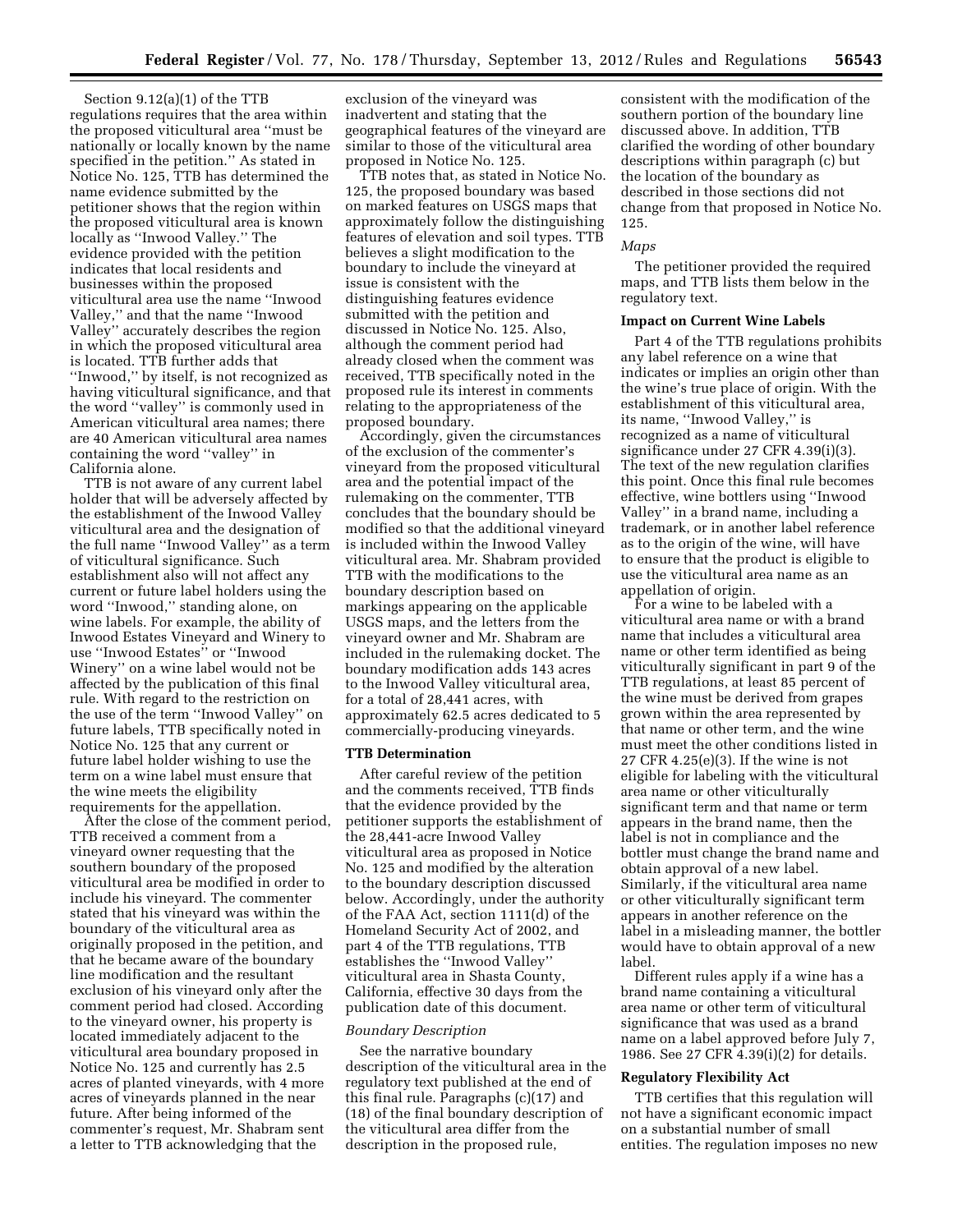Section 9.12(a)(1) of the TTB regulations requires that the area within the proposed viticultural area "must be nationally or locally known by the name specified in the petition." As stated in Notice No. 125, TTB has determined the name evidence submitted by the petitioner shows that the region within the proposed viticultural area is known locally as "Inwood Valley." The evidence provided with the petition indicates that local residents and businesses within the proposed viticultural area use the name "Inwood Valley," and that the name "Inwood Valley" accurately describes the region in which the proposed viticultural area is located. TTB further adds that "Inwood," by itself, is not recognized as having viticultural significance, and that the word "valley" is commonly used in American viticultural area names; there are 40 American viticultural area names containing the word "valley" in California alone.

TTB is not aware of any current label holder that will be adversely affected by the establishment of the Inwood Valley viticultural area and the designation of the full name "Inwood Valley" as a term of viticultural significance. Such establishment also will not affect any current or future label holders using the word "Inwood," standing alone, on wine labels. For example, the ability of Inwood Estates Vineyard and Winery to use "Inwood Estates" or "Inwood Winery" on a wine label would not be affected by the publication of this final rule. With regard to the restriction on the use of the term "Inwood Valley" on future labels, TTB specifically noted in Notice No. 125 that any current or future label holder wishing to use the term on a wine label must ensure that the wine meets the eligibility requirements for the appellation.

After the close of the comment period, TTB received a comment from a vineyard owner requesting that the southern boundary of the proposed viticultural area be modified in order to include his vineyard. The commenter stated that his vineyard was within the boundary of the viticultural area as originally proposed in the petition, and that he became aware of the boundary line modification and the resultant exclusion of his vineyard only after the comment period had closed. According to the vineyard owner, his property is located immediately adjacent to the viticultural area boundary proposed in Notice No. 125 and currently has 2.5 acres of planted vineyards, with 4 more acres of vineyards planned in the near future. After being informed of the commenter's request, Mr. Shabram sent a letter to TTB acknowledging that the exclusion of the vineyard was inadvertent and stating that the geographical features of the vineyard are similar to those of the viticultural area proposed in Notice No. 125.

TTB notes that, as stated in Notice No. 125, the proposed boundary was based on marked features on USGS maps that approximately follow the distinguishing features of elevation and soil types. TTB believes a slight modification to the boundary to include the vineyard at issue is consistent with the distinguishing features evidence submitted with the petition and discussed in Notice No. 125. Also, although the comment period had already closed when the comment was received, TTB specifically noted in the proposed rule its interest in comments relating to the appropriateness of the proposed boundary.

Accordingly, given the circumstances of the exclusion of the commenter's vineyard from the proposed viticultural area and the potential impact of the rulemaking on the commenter, TTB concludes that the boundary should be modified so that the additional vineyard is included within the Inwood Valley viticultural area. Mr. Shabram provided TTB with the modifications to the boundary description based on markings appearing on the applicable USGS maps, and the letters from the vineyard owner and Mr. Shabram are included in the rulemaking docket. The boundary modification adds 143 acres to the Inwood Valley viticultural area, for a total of 28,441 acres, with approximately 62.5 acres dedicated to 5 commercially-producing vineyards.

## TTB Determination

After careful review of the petition and the comments received, TTB finds that the evidence provided by the petitioner supports the establishment of the 28,441-acre Inwood Valley viticultural area as proposed in Notice No. 125 and modified by the alteration to the boundary description discussed below. Accordingly, under the authority of the FAA Act, section 1111(d) of the Homeland Security Act of 2002, and part 4 of the TTB regulations, TTB establishes the "Inwood Valley" viticultural area in Shasta County, California, effective 30 days from the publication date of this document.

### *Boundary Description*

See the narrative boundary description of the viticultural area in the regulatory text published at the end of this final rule. Paragraphs (c)(17) and (18) of the final boundary description of the viticultural area differ from the description in the proposed rule, consistent with the modification of the southern portion of the boundary line discussed above. In addition, TTB clarified the wording of other boundary descriptions within paragraph (c) but the location of the boundary as described in those sections did not change from that proposed in Notice No. 125.

### *Maps*

The petitioner provided the required maps, and TTB lists them below in the regulatory text.

## Impact on Current Wine Labels

Part 4 of the TTB regulations prohibits any label reference on a wine that indicates or implies an origin other than the wine's true place of origin. With the establishment of this viticultural area, its name, "Inwood Valley," is recognized as a name of viticultural significance under 27 CFR 4.39(i)(3). The text of the new regulation clarifies this point. Once this final rule becomes effective, wine bottlers using "Inwood Valley" in a brand name, including a trademark, or in another label reference as to the origin of the wine, will have to ensure that the product is eligible to use the viticultural area name as an appellation of origin.

For a wine to be labeled with a viticultural area name or with a brand name that includes a viticultural area name or other term identified as being viticulturally significant in part 9 of the TTB regulations, at least 85 percent of the wine must be derived from grapes grown within the area represented by that name or other term, and the wine must meet the other conditions listed in 27 CFR 4.25(e)(3). If the wine is not eligible for labeling with the viticultural area name or other viticulturally significant term and that name or term appears in the brand name, then the label is not in compliance and the bottler must change the brand name and obtain approval of a new label. Similarly, if the viticultural area name or other viticulturally significant term appears in another reference on the label in a misleading manner, the bottler would have to obtain approval of a new label.

Different rules apply if a wine has a brand name containing a viticultural area name or other term of viticultural significance that was used as a brand name on a label approved before July 7, 1986. See 27 CFR 4.39(i)(2) for details.

## Regulatory Flexibility Act

TTB certifies that this regulation will not have a significant economic impact on a substantial number of small entities. The regulation imposes no new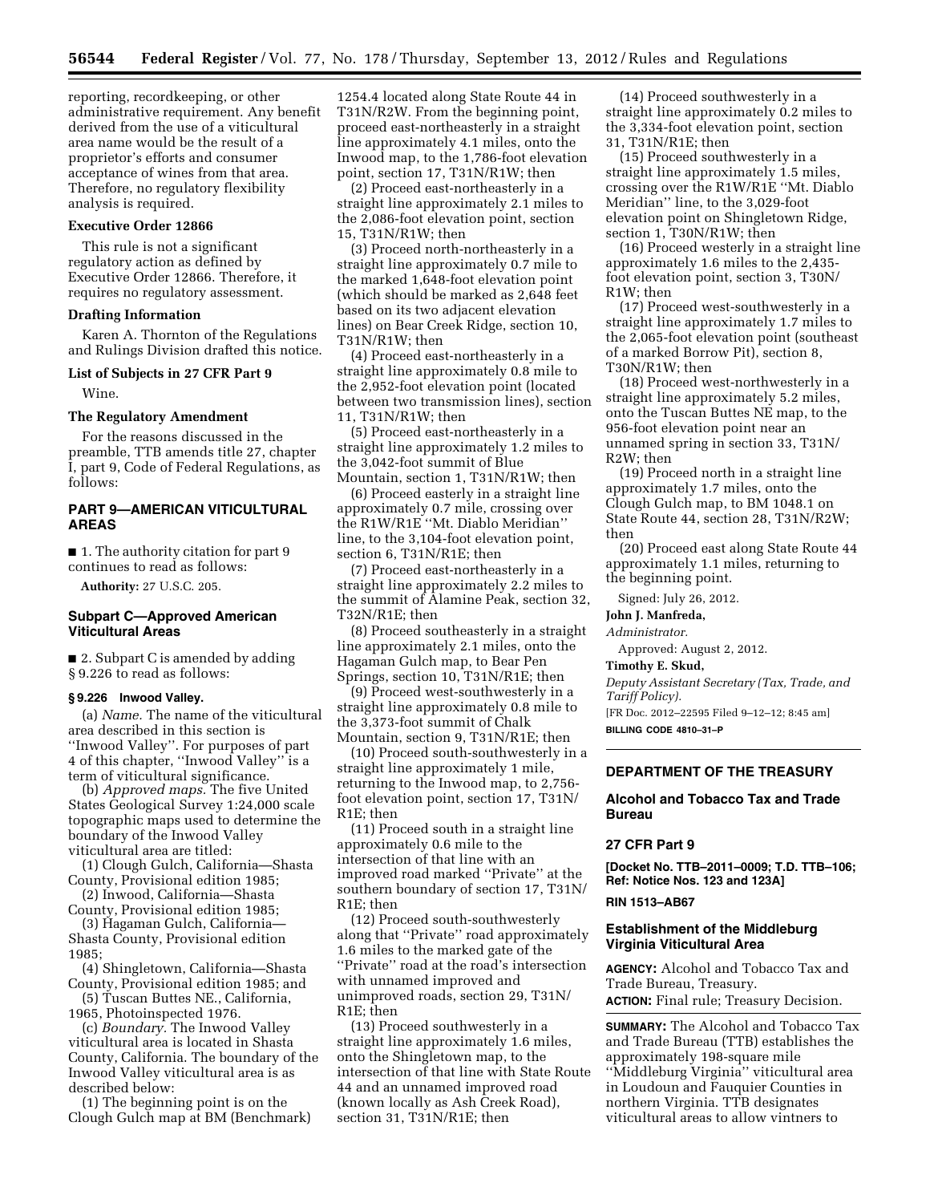reporting, recordkeeping, or other administrative requirement. Any benefit derived from the use of a viticultural area name would be the result of a proprietor's efforts and consumer acceptance of wines from that area. Therefore, no regulatory flexibility analysis is required.

**Executive Order 12866**

This rule is not a significant regulatory action as defined by Executive Order 12866. Therefore, it requires no regulatory assessment.

**Drafting Information**

Karen A. Thornton of the Regulations and Rulings Division drafted this notice.

**List of Subjects in 27 CFR Part 9**

Wine.

**The Regulatory Amendment**

For the reasons discussed in the preamble, TTB amends title 27, chapter I, part 9, Code of Federal Regulations, as follows:

## PART 9—AMERICAN VITICULTURAL AREAS

■ 1. The authority citation for part 9 continues to read as follows:

**Authority:** 27 U.S.C. 205.

### Subpart C—Approved American Viticultural Areas

■ 2. Subpart C is amended by adding § 9.226 to read as follows:

**§ 9.226 Inwood Valley.**

(a) *Name.* The name of the viticultural area described in this section is ''Inwood Valley''. For purposes of part 4 of this chapter, ''Inwood Valley'' is a term of viticultural significance.

(b) *Approved maps.* The five United States Geological Survey 1:24,000 scale topographic maps used to determine the boundary of the Inwood Valley viticultural area are titled:

(1) Clough Gulch, California—Shasta County, Provisional edition 1985;

(2) Inwood, California—Shasta County, Provisional edition 1985;

(3) Hagaman Gulch, California—Shasta County, Provisional edition 1985;

(4) Shingletown, California—Shasta County, Provisional edition 1985; and

(5) Tuscan Buttes NE., California, 1965, Photoinspected 1976.

(c) *Boundary.* The Inwood Valley viticultural area is located in Shasta County, California. The boundary of the Inwood Valley viticultural area is as described below:

(1) The beginning point is on the Clough Gulch map at BM (Benchmark) 1254.4 located along State Route 44 in T31N/R2W. From the beginning point, proceed east-northeasterly in a straight line approximately 4.1 miles, onto the Inwood map, to the 1,786-foot elevation point, section 17, T31N/R1W; then

(2) Proceed east-northeasterly in a straight line approximately 2.1 miles to the 2,086-foot elevation point, section 15, T31N/R1W; then

(3) Proceed north-northeasterly in a straight line approximately 0.7 mile to the marked 1,648-foot elevation point (which should be marked as 2,648 feet based on its two adjacent elevation lines) on Bear Creek Ridge, section 10, T31N/R1W; then

(4) Proceed east-northeasterly in a straight line approximately 0.8 mile to the 2,952-foot elevation point (located between two transmission lines), section 11, T31N/R1W; then

(5) Proceed east-northeasterly in a straight line approximately 1.2 miles to the 3,042-foot summit of Blue Mountain, section 1, T31N/R1W; then

(6) Proceed easterly in a straight line approximately 0.7 mile, crossing over the R1W/R1E ''Mt. Diablo Meridian'' line, to the 3,104-foot elevation point, section 6, T31N/R1E; then

(7) Proceed east-northeasterly in a straight line approximately 2.2 miles to the summit of Alamine Peak, section 32, T32N/R1E; then

(8) Proceed southeasterly in a straight line approximately 2.1 miles, onto the Hagaman Gulch map, to Bear Pen Springs, section 10, T31N/R1E; then

(9) Proceed west-southwesterly in a straight line approximately 0.8 mile to the 3,373-foot summit of Chalk Mountain, section 9, T31N/R1E; then

(10) Proceed south-southwesterly in a straight line approximately 1 mile, returning to the Inwood map, to 2,756-foot elevation point, section 17, T31N/R1E; then

(11) Proceed south in a straight line approximately 0.6 mile to the intersection of that line with an improved road marked ''Private'' at the southern boundary of section 17, T31N/R1E; then

(12) Proceed south-southwesterly along that ''Private'' road approximately 1.6 miles to the marked gate of the ''Private'' road at the road's intersection with unnamed improved and unimproved roads, section 29, T31N/R1E; then

(13) Proceed southwesterly in a straight line approximately 1.6 miles, onto the Shingletown map, to the intersection of that line with State Route 44 and an unnamed improved road (known locally as Ash Creek Road), section 31, T31N/R1E; then

(14) Proceed southwesterly in a straight line approximately 0.2 miles to the 3,334-foot elevation point, section 31, T31N/R1E; then

(15) Proceed southwesterly in a straight line approximately 1.5 miles, crossing over the R1W/R1E ''Mt. Diablo Meridian'' line, to the 3,029-foot elevation point on Shingletown Ridge, section 1, T30N/R1W; then

(16) Proceed westerly in a straight line approximately 1.6 miles to the 2,435-foot elevation point, section 3, T30N/R1W; then

(17) Proceed west-southwesterly in a straight line approximately 1.7 miles to the 2,065-foot elevation point (southeast of a marked Borrow Pit), section 8, T30N/R1W; then

(18) Proceed west-northwesterly in a straight line approximately 5.2 miles, onto the Tuscan Buttes NE map, to the 956-foot elevation point near an unnamed spring in section 33, T31N/R2W; then

(19) Proceed north in a straight line approximately 1.7 miles, onto the Clough Gulch map, to BM 1048.1 on State Route 44, section 28, T31N/R2W; then

(20) Proceed east along State Route 44 approximately 1.1 miles, returning to the beginning point.

Signed: July 26, 2012.

**John J. Manfreda,**

*Administrator.*

Approved: August 2, 2012.

**Timothy E. Skud,**

*Deputy Assistant Secretary (Tax, Trade, and Tariff Policy).*

[FR Doc. 2012–22595 Filed 9–12–12; 8:45 am]

**BILLING CODE 4810–31–P**

---

## DEPARTMENT OF THE TREASURY

## Alcohol and Tobacco Tax and Trade Bureau

## 27 CFR Part 9

**[Docket No. TTB–2011–0009; T.D. TTB–106; Ref: Notice Nos. 123 and 123A]**

**RIN 1513–AB67**

## Establishment of the Middleburg Virginia Viticultural Area

**AGENCY:** Alcohol and Tobacco Tax and Trade Bureau, Treasury.

**ACTION:** Final rule; Treasury Decision.

**SUMMARY:** The Alcohol and Tobacco Tax and Trade Bureau (TTB) establishes the approximately 198-square mile ''Middleburg Virginia'' viticultural area in Loudoun and Fauquier Counties in northern Virginia. TTB designates viticultural areas to allow vintners to